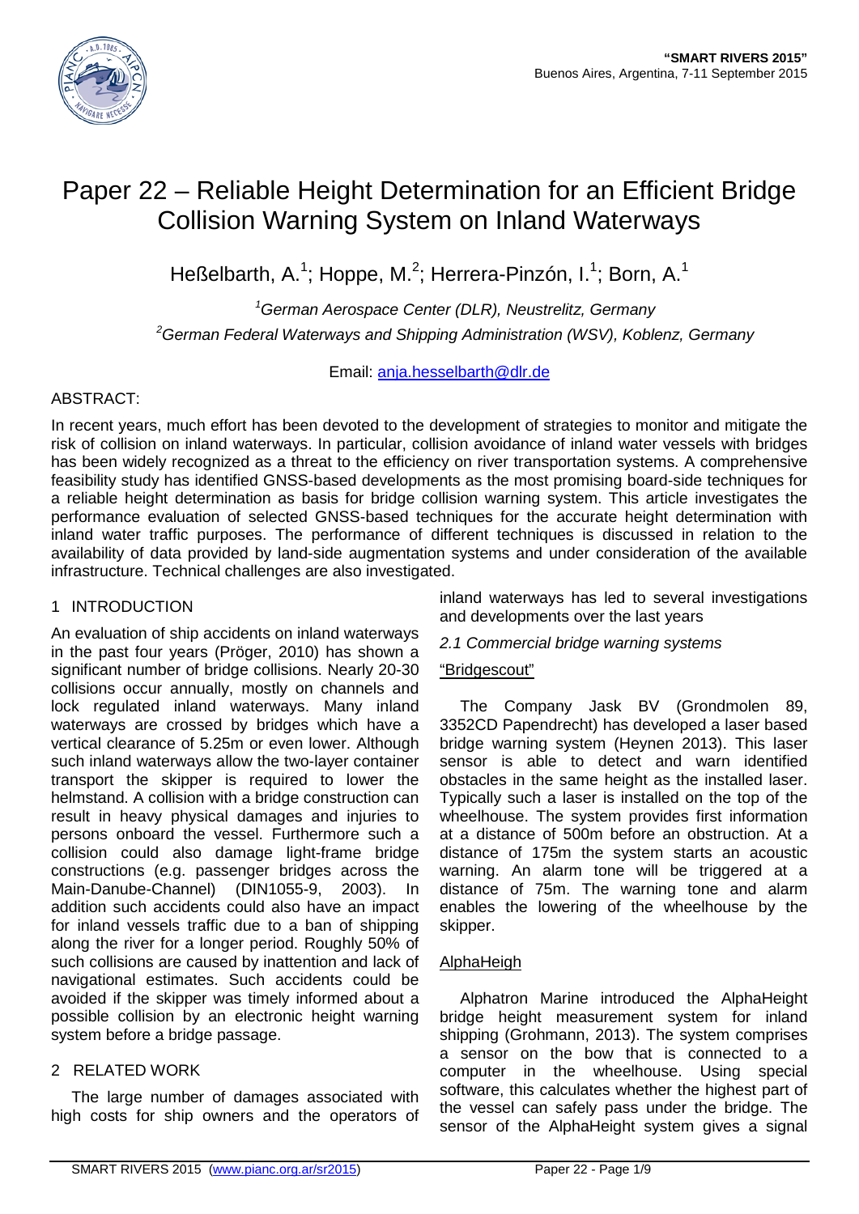# Paper 22 – Reliable Height Determination for an Efficient Bridge Collision Warning System on Inland Waterways

Heßelbarth, A.[1]; Hoppe, M.[2]; Herrera-Pinzón, I.[1]; Born, A.[1]

[1]German Aerospace Center (DLR), Neustrelitz, Germany

[2]German Federal Waterways and Shipping Administration (WSV), Koblenz, Germany

Email: anja.hesselbarth@dlr.de

ABSTRACT:

In recent years, much effort has been devoted to the development of strategies to monitor and mitigate the risk of collision on inland waterways. In particular, collision avoidance of inland water vessels with bridges has been widely recognized as a threat to the efficiency on river transportation systems. A comprehensive feasibility study has identified GNSS-based developments as the most promising board-side techniques for a reliable height determination as basis for bridge collision warning system. This article investigates the performance evaluation of selected GNSS-based techniques for the accurate height determination with inland water traffic purposes. The performance of different techniques is discussed in relation to the availability of data provided by land-side augmentation systems and under consideration of the available infrastructure. Technical challenges are also investigated.

## 1 INTRODUCTION

An evaluation of ship accidents on inland waterways in the past four years (Pröger, 2010) has shown a significant number of bridge collisions. Nearly 20-30 collisions occur annually, mostly on channels and lock regulated inland waterways. Many inland waterways are crossed by bridges which have a vertical clearance of 5.25m or even lower. Although such inland waterways allow the two-layer container transport the skipper is required to lower the helmstand. A collision with a bridge construction can result in heavy physical damages and injuries to persons onboard the vessel. Furthermore such a collision could also damage light-frame bridge constructions (e.g. passenger bridges across the Main-Danube-Channel) (DIN1055-9, 2003). In addition such accidents could also have an impact for inland vessels traffic due to a ban of shipping along the river for a longer period. Roughly 50% of such collisions are caused by inattention and lack of navigational estimates. Such accidents could be avoided if the skipper was timely informed about a possible collision by an electronic height warning system before a bridge passage.

## 2 RELATED WORK

The large number of damages associated with high costs for ship owners and the operators of inland waterways has led to several investigations and developments over the last years

### 2.1 Commercial bridge warning systems

"Bridgescout"

The Company Jask BV (Grondmolen 89, 3352CD Papendrecht) has developed a laser based bridge warning system (Heynen 2013). This laser sensor is able to detect and warn identified obstacles in the same height as the installed laser. Typically such a laser is installed on the top of the wheelhouse. The system provides first information at a distance of 500m before an obstruction. At a distance of 175m the system starts an acoustic warning. An alarm tone will be triggered at a distance of 75m. The warning tone and alarm enables the lowering of the wheelhouse by the skipper.

AlphaHeigh

Alphatron Marine introduced the AlphaHeight bridge height measurement system for inland shipping (Grohmann, 2013). The system comprises a sensor on the bow that is connected to a computer in the wheelhouse. Using special software, this calculates whether the highest part of the vessel can safely pass under the bridge. The sensor of the AlphaHeight system gives a signal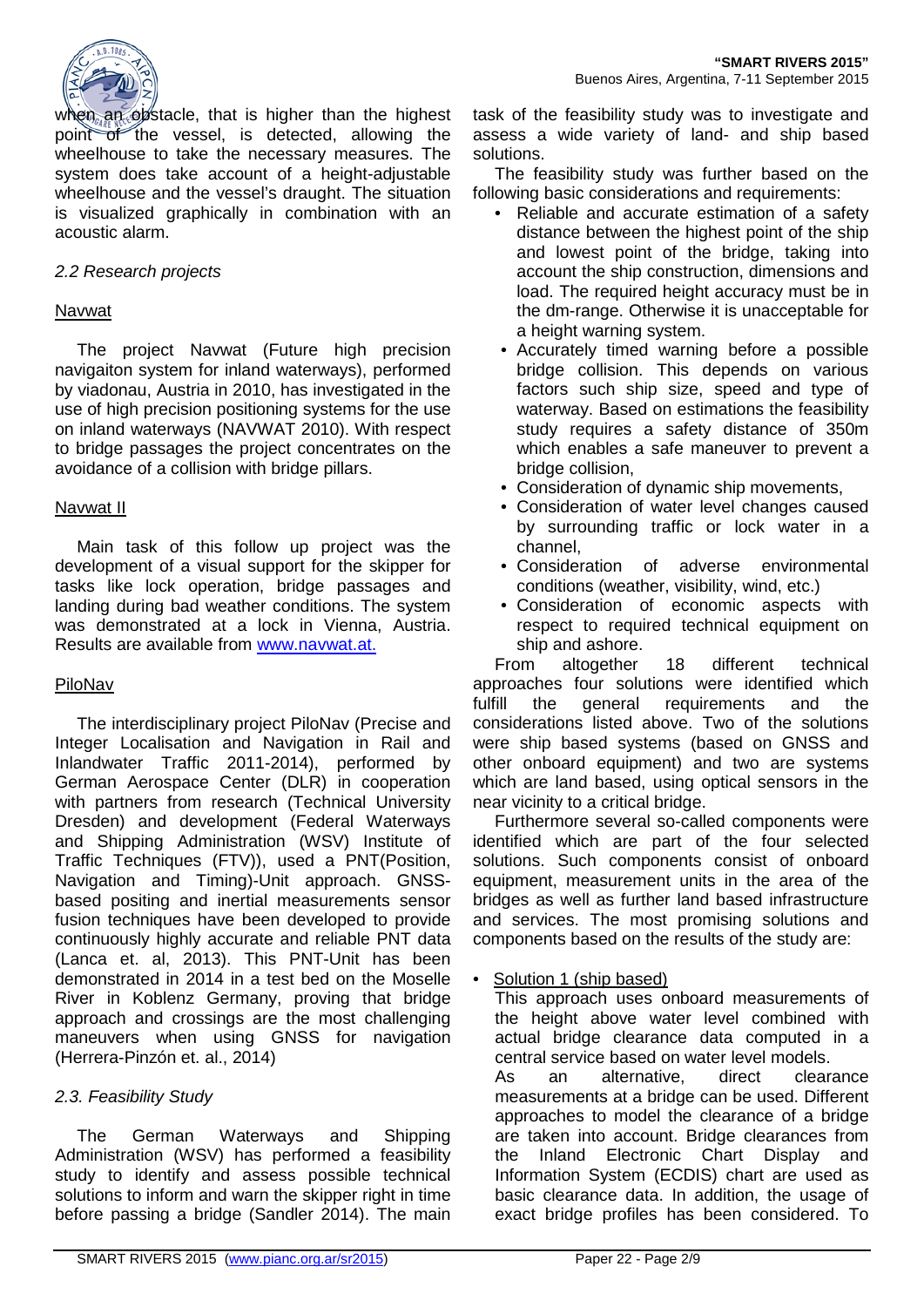when an obstacle, that is higher than the highest point of the vessel, is detected, allowing the wheelhouse to take the necessary measures. The system does take account of a height-adjustable wheelhouse and the vessel's draught. The situation is visualized graphically in combination with an acoustic alarm.

### *2.2 Research projects*

Navwat

The project Navwat (Future high precision navigaiton system for inland waterways), performed by viadonau, Austria in 2010, has investigated in the use of high precision positioning systems for the use on inland waterways (NAVWAT 2010). With respect to bridge passages the project concentrates on the avoidance of a collision with bridge pillars.

Navwat II

Main task of this follow up project was the development of a visual support for the skipper for tasks like lock operation, bridge passages and landing during bad weather conditions. The system was demonstrated at a lock in Vienna, Austria. Results are available from www.navwat.at.

PiloNav

The interdisciplinary project PiloNav (Precise and Integer Localisation and Navigation in Rail and Inlandwater Traffic 2011-2014), performed by German Aerospace Center (DLR) in cooperation with partners from research (Technical University Dresden) and development (Federal Waterways and Shipping Administration (WSV) Institute of Traffic Techniques (FTV)), used a PNT(Position, Navigation and Timing)-Unit approach. GNSS-based positing and inertial measurements sensor fusion techniques have been developed to provide continuously highly accurate and reliable PNT data (Lanca et. al, 2013). This PNT-Unit has been demonstrated in 2014 in a test bed on the Moselle River in Koblenz Germany, proving that bridge approach and crossings are the most challenging maneuvers when using GNSS for navigation (Herrera-Pinzón et. al., 2014)

### *2.3. Feasibility Study*

The German Waterways and Shipping Administration (WSV) has performed a feasibility study to identify and assess possible technical solutions to inform and warn the skipper right in time before passing a bridge (Sandler 2014). The main task of the feasibility study was to investigate and assess a wide variety of land- and ship based solutions.

The feasibility study was further based on the following basic considerations and requirements:

- Reliable and accurate estimation of a safety distance between the highest point of the ship and lowest point of the bridge, taking into account the ship construction, dimensions and load. The required height accuracy must be in the dm-range. Otherwise it is unacceptable for a height warning system.
- Accurately timed warning before a possible bridge collision. This depends on various factors such ship size, speed and type of waterway. Based on estimations the feasibility study requires a safety distance of 350m which enables a safe maneuver to prevent a bridge collision,
- Consideration of dynamic ship movements,
- Consideration of water level changes caused by surrounding traffic or lock water in a channel,
- Consideration of adverse environmental conditions (weather, visibility, wind, etc.)
- Consideration of economic aspects with respect to required technical equipment on ship and ashore.

From altogether 18 different technical approaches four solutions were identified which fulfill the general requirements and the considerations listed above. Two of the solutions were ship based systems (based on GNSS and other onboard equipment) and two are systems which are land based, using optical sensors in the near vicinity to a critical bridge.

Furthermore several so-called components were identified which are part of the four selected solutions. Such components consist of onboard equipment, measurement units in the area of the bridges as well as further land based infrastructure and services. The most promising solutions and components based on the results of the study are:

- Solution 1 (ship based)

  This approach uses onboard measurements of the height above water level combined with actual bridge clearance data computed in a central service based on water level models.

  As an alternative, direct clearance measurements at a bridge can be used. Different approaches to model the clearance of a bridge are taken into account. Bridge clearances from the Inland Electronic Chart Display and Information System (ECDIS) chart are used as basic clearance data. In addition, the usage of exact bridge profiles has been considered. To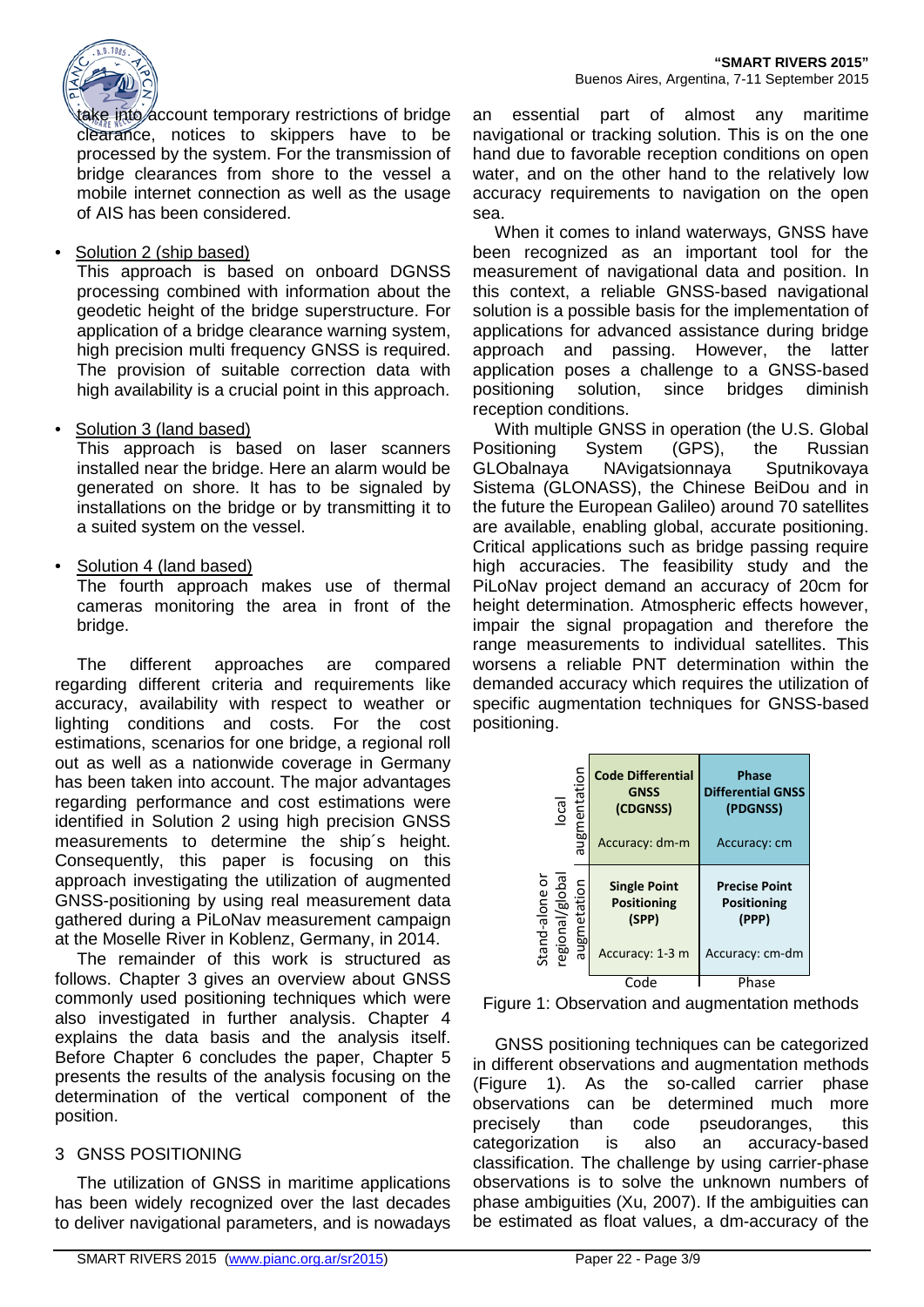take into account temporary restrictions of bridge clearance, notices to skippers have to be processed by the system. For the transmission of bridge clearances from shore to the vessel a mobile internet connection as well as the usage of AIS has been considered.

- Solution 2 (ship based)
  This approach is based on onboard DGNSS processing combined with information about the geodetic height of the bridge superstructure. For application of a bridge clearance warning system, high precision multi frequency GNSS is required. The provision of suitable correction data with high availability is a crucial point in this approach.

- Solution 3 (land based)
  This approach is based on laser scanners installed near the bridge. Here an alarm would be generated on shore. It has to be signaled by installations on the bridge or by transmitting it to a suited system on the vessel.

- Solution 4 (land based)
  The fourth approach makes use of thermal cameras monitoring the area in front of the bridge.

The different approaches are compared regarding different criteria and requirements like accuracy, availability with respect to weather or lighting conditions and costs. For the cost estimations, scenarios for one bridge, a regional roll out as well as a nationwide coverage in Germany has been taken into account. The major advantages regarding performance and cost estimations were identified in Solution 2 using high precision GNSS measurements to determine the ship´s height. Consequently, this paper is focusing on this approach investigating the utilization of augmented GNSS-positioning by using real measurement data gathered during a PiLoNav measurement campaign at the Moselle River in Koblenz, Germany, in 2014.

The remainder of this work is structured as follows. Chapter 3 gives an overview about GNSS commonly used positioning techniques which were also investigated in further analysis. Chapter 4 explains the data basis and the analysis itself. Before Chapter 6 concludes the paper, Chapter 5 presents the results of the analysis focusing on the determination of the vertical component of the position.

## 3 GNSS POSITIONING

The utilization of GNSS in maritime applications has been widely recognized over the last decades to deliver navigational parameters, and is nowadays an essential part of almost any maritime navigational or tracking solution. This is on the one hand due to favorable reception conditions on open water, and on the other hand to the relatively low accuracy requirements to navigation on the open sea.

When it comes to inland waterways, GNSS have been recognized as an important tool for the measurement of navigational data and position. In this context, a reliable GNSS-based navigational solution is a possible basis for the implementation of applications for advanced assistance during bridge approach and passing. However, the latter application poses a challenge to a GNSS-based positioning solution, since bridges diminish reception conditions.

With multiple GNSS in operation (the U.S. Global Positioning System (GPS), the Russian GLObalnaya NAvigatsionnaya Sputnikovaya Sistema (GLONASS), the Chinese BeiDou and in the future the European Galileo) around 70 satellites are available, enabling global, accurate positioning. Critical applications such as bridge passing require high accuracies. The feasibility study and the PiLoNav project demand an accuracy of 20cm for height determination. Atmospheric effects however, impair the signal propagation and therefore the range measurements to individual satellites. This worsens a reliable PNT determination within the demanded accuracy which requires the utilization of specific augmentation techniques for GNSS-based positioning.

| | Code | Phase |
|---|---|---|
| local augmentation | **Code Differential GNSS (CDGNSS)** Accuracy: dm-m | **Phase Differential GNSS (PDGNSS)** Accuracy: cm |
| Stand-alone or regional/global augmetation | **Single Point Positioning (SPP)** Accuracy: 1-3 m | **Precise Point Positioning (PPP)** Accuracy: cm-dm |

Figure 1: Observation and augmentation methods

GNSS positioning techniques can be categorized in different observations and augmentation methods (Figure 1). As the so-called carrier phase observations can be determined much more precisely than code pseudoranges, this categorization is also an accuracy-based classification. The challenge by using carrier-phase observations is to solve the unknown numbers of phase ambiguities (Xu, 2007). If the ambiguities can be estimated as float values, a dm-accuracy of the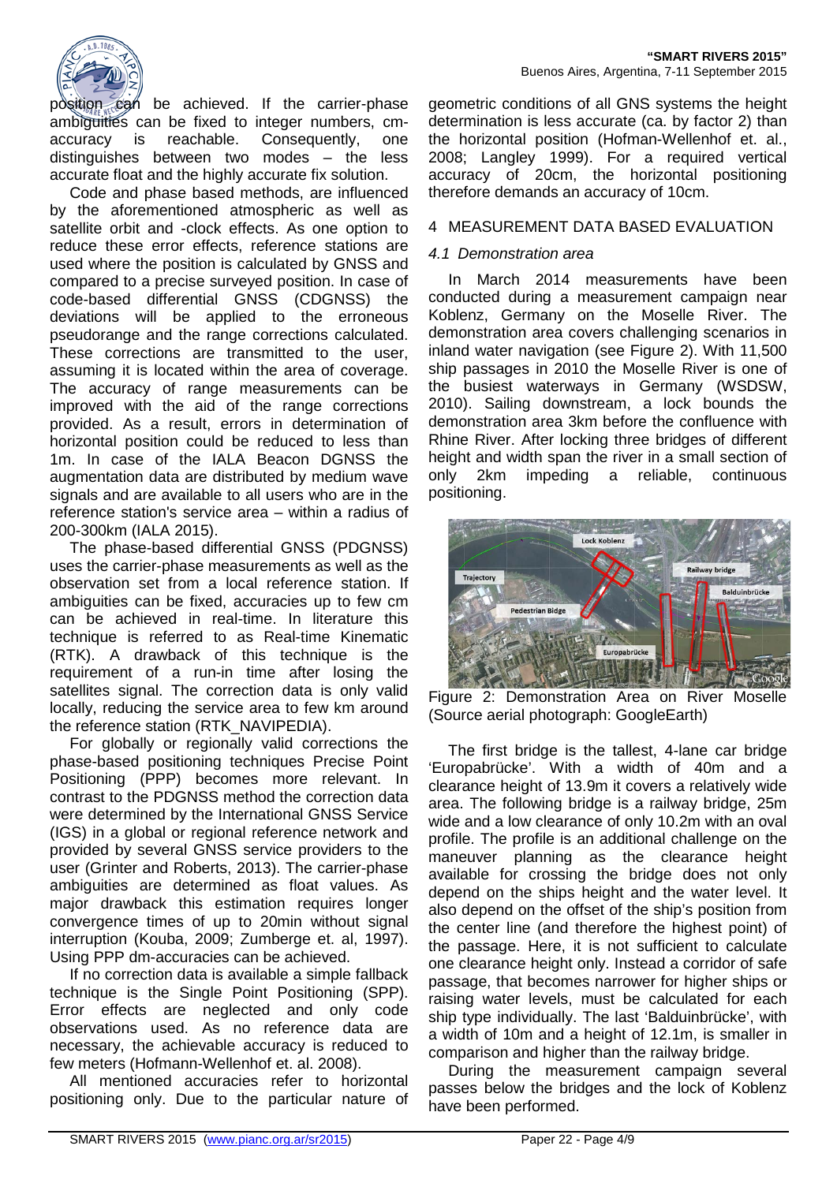position can be achieved. If the carrier-phase ambiguities can be fixed to integer numbers, cm-accuracy is reachable. Consequently, one distinguishes between two modes – the less accurate float and the highly accurate fix solution.

Code and phase based methods, are influenced by the aforementioned atmospheric as well as satellite orbit and -clock effects. As one option to reduce these error effects, reference stations are used where the position is calculated by GNSS and compared to a precise surveyed position. In case of code-based differential GNSS (CDGNSS) the deviations will be applied to the erroneous pseudorange and the range corrections calculated. These corrections are transmitted to the user, assuming it is located within the area of coverage. The accuracy of range measurements can be improved with the aid of the range corrections provided. As a result, errors in determination of horizontal position could be reduced to less than 1m. In case of the IALA Beacon DGNSS the augmentation data are distributed by medium wave signals and are available to all users who are in the reference station's service area – within a radius of 200-300km (IALA 2015).

The phase-based differential GNSS (PDGNSS) uses the carrier-phase measurements as well as the observation set from a local reference station. If ambiguities can be fixed, accuracies up to few cm can be achieved in real-time. In literature this technique is referred to as Real-time Kinematic (RTK). A drawback of this technique is the requirement of a run-in time after losing the satellites signal. The correction data is only valid locally, reducing the service area to few km around the reference station (RTK_NAVIPEDIA).

For globally or regionally valid corrections the phase-based positioning techniques Precise Point Positioning (PPP) becomes more relevant. In contrast to the PDGNSS method the correction data were determined by the International GNSS Service (IGS) in a global or regional reference network and provided by several GNSS service providers to the user (Grinter and Roberts, 2013). The carrier-phase ambiguities are determined as float values. As major drawback this estimation requires longer convergence times of up to 20min without signal interruption (Kouba, 2009; Zumberge et. al, 1997). Using PPP dm-accuracies can be achieved.

If no correction data is available a simple fallback technique is the Single Point Positioning (SPP). Error effects are neglected and only code observations used. As no reference data are necessary, the achievable accuracy is reduced to few meters (Hofmann-Wellenhof et. al. 2008).

All mentioned accuracies refer to horizontal positioning only. Due to the particular nature of geometric conditions of all GNS systems the height determination is less accurate (ca. by factor 2) than the horizontal position (Hofman-Wellenhof et. al., 2008; Langley 1999). For a required vertical accuracy of 20cm, the horizontal positioning therefore demands an accuracy of 10cm.

## 4 MEASUREMENT DATA BASED EVALUATION

### *4.1 Demonstration area*

In March 2014 measurements have been conducted during a measurement campaign near Koblenz, Germany on the Moselle River. The demonstration area covers challenging scenarios in inland water navigation (see Figure 2). With 11,500 ship passages in 2010 the Moselle River is one of the busiest waterways in Germany (WSDSW, 2010). Sailing downstream, a lock bounds the demonstration area 3km before the confluence with Rhine River. After locking three bridges of different height and width span the river in a small section of only 2km impeding a reliable, continuous positioning.

Figure 2: Demonstration Area on River Moselle (Source aerial photograph: GoogleEarth)

The first bridge is the tallest, 4-lane car bridge 'Europabrücke'. With a width of 40m and a clearance height of 13.9m it covers a relatively wide area. The following bridge is a railway bridge, 25m wide and a low clearance of only 10.2m with an oval profile. The profile is an additional challenge on the maneuver planning as the clearance height available for crossing the bridge does not only depend on the ships height and the water level. It also depend on the offset of the ship's position from the center line (and therefore the highest point) of the passage. Here, it is not sufficient to calculate one clearance height only. Instead a corridor of safe passage, that becomes narrower for higher ships or raising water levels, must be calculated for each ship type individually. The last 'Balduinbrücke', with a width of 10m and a height of 12.1m, is smaller in comparison and higher than the railway bridge.

During the measurement campaign several passes below the bridges and the lock of Koblenz have been performed.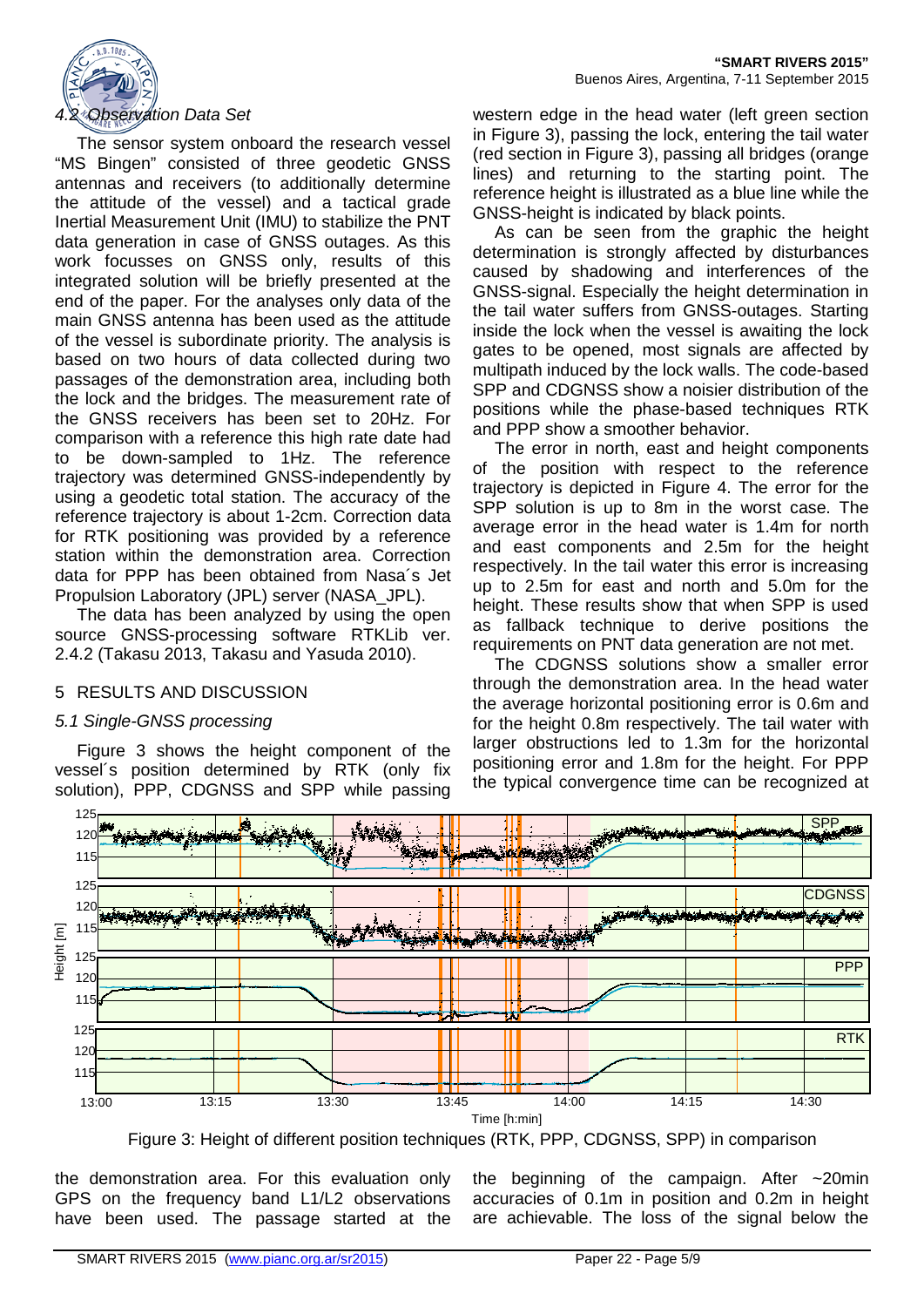### *4.2 Observation Data Set*

The sensor system onboard the research vessel "MS Bingen" consisted of three geodetic GNSS antennas and receivers (to additionally determine the attitude of the vessel) and a tactical grade Inertial Measurement Unit (IMU) to stabilize the PNT data generation in case of GNSS outages. As this work focusses on GNSS only, results of this integrated solution will be briefly presented at the end of the paper. For the analyses only data of the main GNSS antenna has been used as the attitude of the vessel is subordinate priority. The analysis is based on two hours of data collected during two passages of the demonstration area, including both the lock and the bridges. The measurement rate of the GNSS receivers has been set to 20Hz. For comparison with a reference this high rate date had to be down-sampled to 1Hz. The reference trajectory was determined GNSS-independently by using a geodetic total station. The accuracy of the reference trajectory is about 1-2cm. Correction data for RTK positioning was provided by a reference station within the demonstration area. Correction data for PPP has been obtained from Nasa´s Jet Propulsion Laboratory (JPL) server (NASA_JPL).

The data has been analyzed by using the open source GNSS-processing software RTKLib ver. 2.4.2 (Takasu 2013, Takasu and Yasuda 2010).

## 5 RESULTS AND DISCUSSION

### *5.1 Single-GNSS processing*

Figure 3 shows the height component of the vessel´s position determined by RTK (only fix solution), PPP, CDGNSS and SPP while passing the demonstration area. For this evaluation only GPS on the frequency band L1/L2 observations have been used. The passage started at the western edge in the head water (left green section in Figure 3), passing the lock, entering the tail water (red section in Figure 3), passing all bridges (orange lines) and returning to the starting point. The reference height is illustrated as a blue line while the GNSS-height is indicated by black points.

As can be seen from the graphic the height determination is strongly affected by disturbances caused by shadowing and interferences of the GNSS-signal. Especially the height determination in the tail water suffers from GNSS-outages. Starting inside the lock when the vessel is awaiting the lock gates to be opened, most signals are affected by multipath induced by the lock walls. The code-based SPP and CDGNSS show a noisier distribution of the positions while the phase-based techniques RTK and PPP show a smoother behavior.

The error in north, east and height components of the position with respect to the reference trajectory is depicted in Figure 4. The error for the SPP solution is up to 8m in the worst case. The average error in the head water is 1.4m for north and east components and 2.5m for the height respectively. In the tail water this error is increasing up to 2.5m for east and north and 5.0m for the height. These results show that when SPP is used as fallback technique to derive positions the requirements on PNT data generation are not met.

The CDGNSS solutions show a smaller error through the demonstration area. In the head water the average horizontal positioning error is 0.6m and for the height 0.8m respectively. The tail water with larger obstructions led to 1.3m for the horizontal positioning error and 1.8m for the height. For PPP the typical convergence time can be recognized at the beginning of the campaign. After ~20min accuracies of 0.1m in position and 0.2m in height are achievable. The loss of the signal below the

Figure 3: Height of different position techniques (RTK, PPP, CDGNSS, SPP) in comparison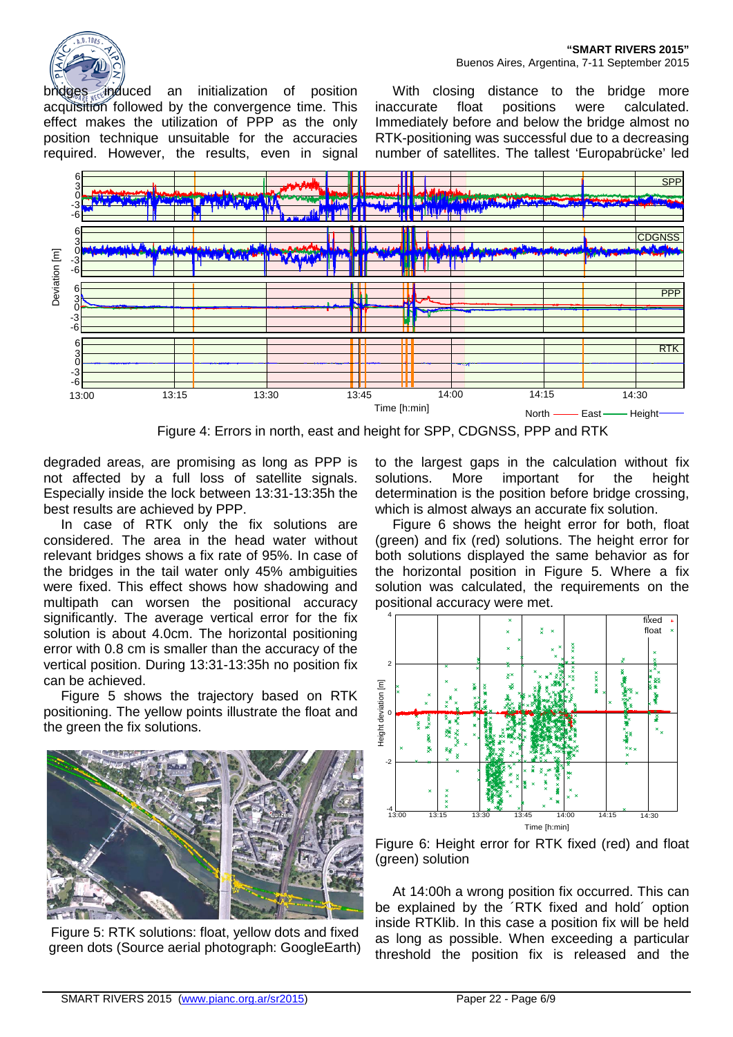bridges induced an initialization of position acquisition followed by the convergence time. This effect makes the utilization of PPP as the only position technique unsuitable for the accuracies required. However, the results, even in signal degraded areas, are promising as long as PPP is not affected by a full loss of satellite signals. Especially inside the lock between 13:31-13:35h the best results are achieved by PPP.

In case of RTK only the fix solutions are considered. The area in the head water without relevant bridges shows a fix rate of 95%. In case of the bridges in the tail water only 45% ambiguities were fixed. This effect shows how shadowing and multipath can worsen the positional accuracy significantly. The average vertical error for the fix solution is about 4.0cm. The horizontal positioning error with 0.8 cm is smaller than the accuracy of the vertical position. During 13:31-13:35h no position fix can be achieved.

Figure 5 shows the trajectory based on RTK positioning. The yellow points illustrate the float and the green the fix solutions.

Figure 5: RTK solutions: float, yellow dots and fixed green dots (Source aerial photograph: GoogleEarth)

With closing distance to the bridge more inaccurate float positions were calculated. Immediately before and below the bridge almost no RTK-positioning was successful due to a decreasing number of satellites. The tallest 'Europabrücke' led to the largest gaps in the calculation without fix solutions. More important for the height determination is the position before bridge crossing, which is almost always an accurate fix solution.

Figure 4: Errors in north, east and height for SPP, CDGNSS, PPP and RTK

Figure 6 shows the height error for both, float (green) and fix (red) solutions. The height error for both solutions displayed the same behavior as for the horizontal position in Figure 5. Where a fix solution was calculated, the requirements on the positional accuracy were met.

Figure 6: Height error for RTK fixed (red) and float (green) solution

At 14:00h a wrong position fix occurred. This can be explained by the ´RTK fixed and hold´ option inside RTKlib. In this case a position fix will be held as long as possible. When exceeding a particular threshold the position fix is released and the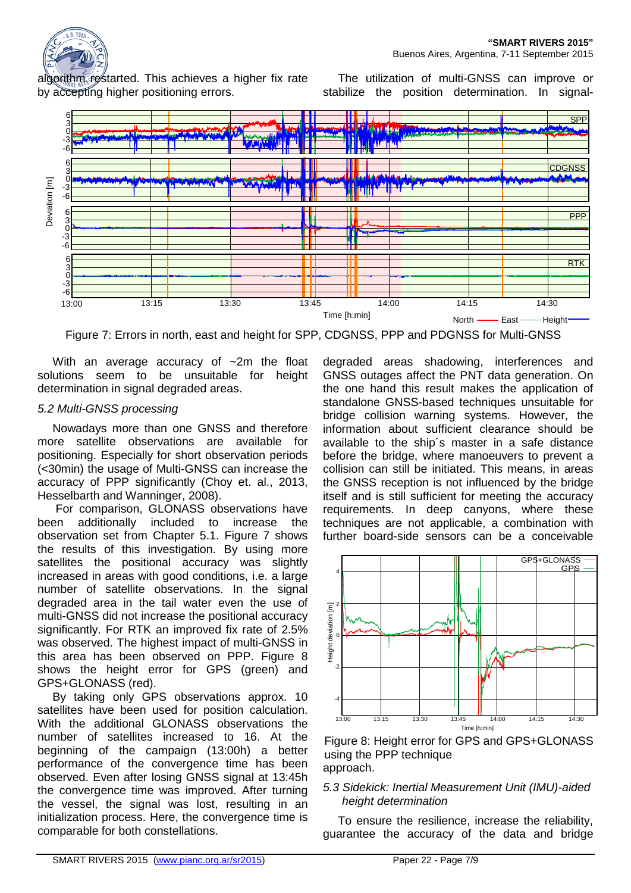algorithm restarted. This achieves a higher fix rate by accepting higher positioning errors.

The utilization of multi-GNSS can improve or stabilize the position determination. In signal-

Figure 7: Errors in north, east and height for SPP, CDGNSS, PPP and PDGNSS for Multi-GNSS

With an average accuracy of ~2m the float solutions seem to be unsuitable for height determination in signal degraded areas.

*5.2 Multi-GNSS processing*

Nowadays more than one GNSS and therefore more satellite observations are available for positioning. Especially for short observation periods (<30min) the usage of Multi-GNSS can increase the accuracy of PPP significantly (Choy et. al., 2013, Hesselbarth and Wanninger, 2008).

For comparison, GLONASS observations have been additionally included to increase the observation set from Chapter 5.1. Figure 7 shows the results of this investigation. By using more satellites the positional accuracy was slightly increased in areas with good conditions, i.e. a large number of satellite observations. In the signal degraded area in the tail water even the use of multi-GNSS did not increase the positional accuracy significantly. For RTK an improved fix rate of 2.5% was observed. The highest impact of multi-GNSS in this area has been observed on PPP. Figure 8 shows the height error for GPS (green) and GPS+GLONASS (red).

By taking only GPS observations approx. 10 satellites have been used for position calculation. With the additional GLONASS observations the number of satellites increased to 16. At the beginning of the campaign (13:00h) a better performance of the convergence time has been observed. Even after losing GNSS signal at 13:45h the convergence time was improved. After turning the vessel, the signal was lost, resulting in an initialization process. Here, the convergence time is comparable for both constellations.

degraded areas shadowing, interferences and GNSS outages affect the PNT data generation. On the one hand this result makes the application of standalone GNSS-based techniques unsuitable for bridge collision warning systems. However, the information about sufficient clearance should be available to the ship´s master in a safe distance before the bridge, where manoeuvers to prevent a collision can still be initiated. This means, in areas the GNSS reception is not influenced by the bridge itself and is still sufficient for meeting the accuracy requirements. In deep canyons, where these techniques are not applicable, a combination with further board-side sensors can be a conceivable approach.

Figure 8: Height error for GPS and GPS+GLONASS using the PPP technique

*5.3 Sidekick: Inertial Measurement Unit (IMU)-aided height determination*

To ensure the resilience, increase the reliability, guarantee the accuracy of the data and bridge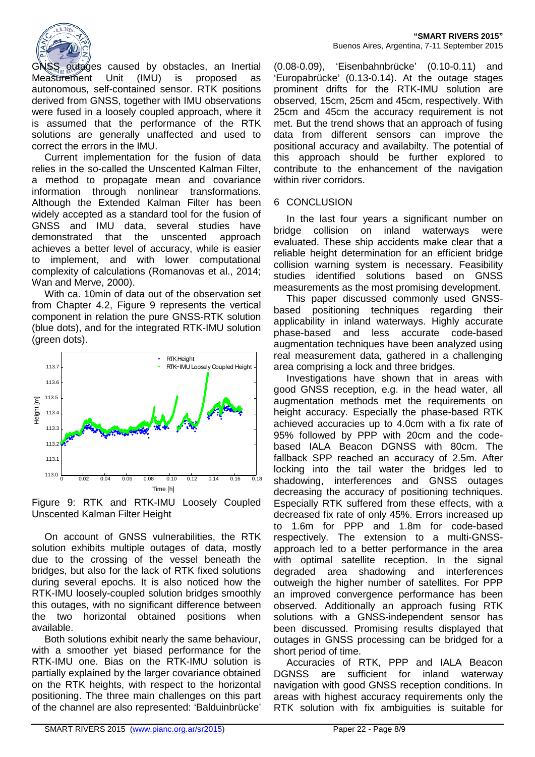GNSS outages caused by obstacles, an Inertial Measurement Unit (IMU) is proposed as autonomous, self-contained sensor. RTK positions derived from GNSS, together with IMU observations were fused in a loosely coupled approach, where it is assumed that the performance of the RTK solutions are generally unaffected and used to correct the errors in the IMU.

Current implementation for the fusion of data relies in the so-called the Unscented Kalman Filter, a method to propagate mean and covariance information through nonlinear transformations. Although the Extended Kalman Filter has been widely accepted as a standard tool for the fusion of GNSS and IMU data, several studies have demonstrated that the unscented approach achieves a better level of accuracy, while is easier to implement, and with lower computational complexity of calculations (Romanovas et al., 2014; Wan and Merve, 2000).

With ca. 10min of data out of the observation set from Chapter 4.2, Figure 9 represents the vertical component in relation the pure GNSS-RTK solution (blue dots), and for the integrated RTK-IMU solution (green dots).

Figure 9: RTK and RTK-IMU Loosely Coupled Unscented Kalman Filter Height

On account of GNSS vulnerabilities, the RTK solution exhibits multiple outages of data, mostly due to the crossing of the vessel beneath the bridges, but also for the lack of RTK fixed solutions during several epochs. It is also noticed how the RTK-IMU loosely-coupled solution bridges smoothly this outages, with no significant difference between the two horizontal obtained positions when available.

Both solutions exhibit nearly the same behaviour, with a smoother yet biased performance for the RTK-IMU one. Bias on the RTK-IMU solution is partially explained by the larger covariance obtained on the RTK heights, with respect to the horizontal positioning. The three main challenges on this part of the channel are also represented: 'Balduinbrücke' (0.08-0.09), 'Eisenbahnbrücke' (0.10-0.11) and 'Europabrücke' (0.13-0.14). At the outage stages prominent drifts for the RTK-IMU solution are observed, 15cm, 25cm and 45cm, respectively. With 25cm and 45cm the accuracy requirement is not met. But the trend shows that an approach of fusing data from different sensors can improve the positional accuracy and availabilty. The potential of this approach should be further explored to contribute to the enhancement of the navigation within river corridors.

## 6 CONCLUSION

In the last four years a significant number on bridge collision on inland waterways were evaluated. These ship accidents make clear that a reliable height determination for an efficient bridge collision warning system is necessary. Feasibility studies identified solutions based on GNSS measurements as the most promising development.

This paper discussed commonly used GNSS-based positioning techniques regarding their applicability in inland waterways. Highly accurate phase-based and less accurate code-based augmentation techniques have been analyzed using real measurement data, gathered in a challenging area comprising a lock and three bridges.

Investigations have shown that in areas with good GNSS reception, e.g. in the head water, all augmentation methods met the requirements on height accuracy. Especially the phase-based RTK achieved accuracies up to 4.0cm with a fix rate of 95% followed by PPP with 20cm and the code-based IALA Beacon DGNSS with 80cm. The fallback SPP reached an accuracy of 2.5m. After locking into the tail water the bridges led to shadowing, interferences and GNSS outages decreasing the accuracy of positioning techniques. Especially RTK suffered from these effects, with a decreased fix rate of only 45%. Errors increased up to 1.6m for PPP and 1.8m for code-based respectively. The extension to a multi-GNSS-approach led to a better performance in the area with optimal satellite reception. In the signal degraded area shadowing and interferences outweigh the higher number of satellites. For PPP an improved convergence performance has been observed. Additionally an approach fusing RTK solutions with a GNSS-independent sensor has been discussed. Promising results displayed that outages in GNSS processing can be bridged for a short period of time.

Accuracies of RTK, PPP and IALA Beacon DGNSS are sufficient for inland waterway navigation with good GNSS reception conditions. In areas with highest accuracy requirements only the RTK solution with fix ambiguities is suitable for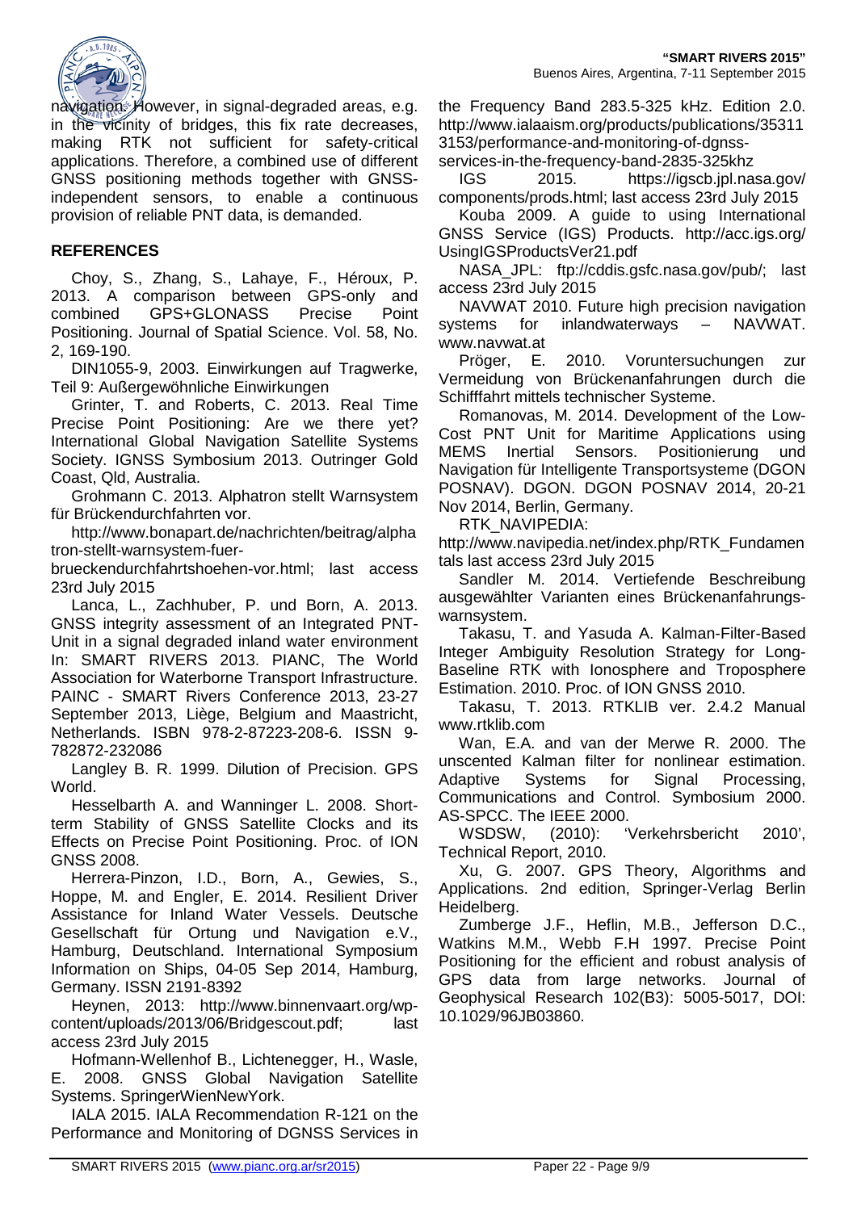navigation. However, in signal-degraded areas, e.g. in the vicinity of bridges, this fix rate decreases, making RTK not sufficient for safety-critical applications. Therefore, a combined use of different GNSS positioning methods together with GNSS-independent sensors, to enable a continuous provision of reliable PNT data, is demanded.

## REFERENCES

Choy, S., Zhang, S., Lahaye, F., Héroux, P. 2013. A comparison between GPS-only and combined GPS+GLONASS Precise Point Positioning. Journal of Spatial Science. Vol. 58, No. 2, 169-190.

DIN1055-9, 2003. Einwirkungen auf Tragwerke, Teil 9: Außergewöhnliche Einwirkungen

Grinter, T. and Roberts, C. 2013. Real Time Precise Point Positioning: Are we there yet? International Global Navigation Satellite Systems Society. IGNSS Symbosium 2013. Outringer Gold Coast, Qld, Australia.

Grohmann C. 2013. Alphatron stellt Warnsystem für Brückendurchfahrten vor.

http://www.bonapart.de/nachrichten/beitrag/alphatron-stellt-warnsystem-fuer-brueckendurchfahrtshoehen-vor.html; last access 23rd July 2015

Lanca, L., Zachhuber, P. und Born, A. 2013. GNSS integrity assessment of an Integrated PNT-Unit in a signal degraded inland water environment In: SMART RIVERS 2013. PIANC, The World Association for Waterborne Transport Infrastructure. PAINC - SMART Rivers Conference 2013, 23-27 September 2013, Liège, Belgium and Maastricht, Netherlands. ISBN 978-2-87223-208-6. ISSN 9-782872-232086

Langley B. R. 1999. Dilution of Precision. GPS World.

Hesselbarth A. and Wanninger L. 2008. Short-term Stability of GNSS Satellite Clocks and its Effects on Precise Point Positioning. Proc. of ION GNSS 2008.

Herrera-Pinzon, I.D., Born, A., Gewies, S., Hoppe, M. and Engler, E. 2014. Resilient Driver Assistance for Inland Water Vessels. Deutsche Gesellschaft für Ortung und Navigation e.V., Hamburg, Deutschland. International Symposium Information on Ships, 04-05 Sep 2014, Hamburg, Germany. ISSN 2191-8392

Heynen, 2013: http://www.binnenvaart.org/wp-content/uploads/2013/06/Bridgescout.pdf; last access 23rd July 2015

Hofmann-Wellenhof B., Lichtenegger, H., Wasle, E. 2008. GNSS Global Navigation Satellite Systems. SpringerWienNewYork.

IALA 2015. IALA Recommendation R-121 on the Performance and Monitoring of DGNSS Services in the Frequency Band 283.5-325 kHz. Edition 2.0. http://www.ialaaism.org/products/publications/353113153/performance-and-monitoring-of-dgnss-services-in-the-frequency-band-2835-325khz

IGS 2015. https://igscb.jpl.nasa.gov/components/prods.html; last access 23rd July 2015

Kouba 2009. A guide to using International GNSS Service (IGS) Products. http://acc.igs.org/UsingIGSProductsVer21.pdf

NASA_JPL: ftp://cddis.gsfc.nasa.gov/pub/; last access 23rd July 2015

NAVWAT 2010. Future high precision navigation systems for inlandwaterways – NAVWAT. www.navwat.at

Pröger, E. 2010. Voruntersuchungen zur Vermeidung von Brückenanfahrungen durch die Schifffahrt mittels technischer Systeme.

Romanovas, M. 2014. Development of the Low-Cost PNT Unit for Maritime Applications using MEMS Inertial Sensors. Positionierung und Navigation für Intelligente Transportsysteme (DGON POSNAV). DGON. DGON POSNAV 2014, 20-21 Nov 2014, Berlin, Germany.

RTK_NAVIPEDIA:

http://www.navipedia.net/index.php/RTK_Fundamentals last access 23rd July 2015

Sandler M. 2014. Vertiefende Beschreibung ausgewählter Varianten eines Brückenanfahrungs-warnsystem.

Takasu, T. and Yasuda A. Kalman-Filter-Based Integer Ambiguity Resolution Strategy for Long-Baseline RTK with Ionosphere and Troposphere Estimation. 2010. Proc. of ION GNSS 2010.

Takasu, T. 2013. RTKLIB ver. 2.4.2 Manual www.rtklib.com

Wan, E.A. and van der Merwe R. 2000. The unscented Kalman filter for nonlinear estimation. Adaptive Systems for Signal Processing, Communications and Control. Symbosium 2000. AS-SPCC. The IEEE 2000.

WSDSW, (2010): 'Verkehrsbericht 2010', Technical Report, 2010.

Xu, G. 2007. GPS Theory, Algorithms and Applications. 2nd edition, Springer-Verlag Berlin Heidelberg.

Zumberge J.F., Heflin, M.B., Jefferson D.C., Watkins M.M., Webb F.H 1997. Precise Point Positioning for the efficient and robust analysis of GPS data from large networks. Journal of Geophysical Research 102(B3): 5005-5017, DOI: 10.1029/96JB03860.